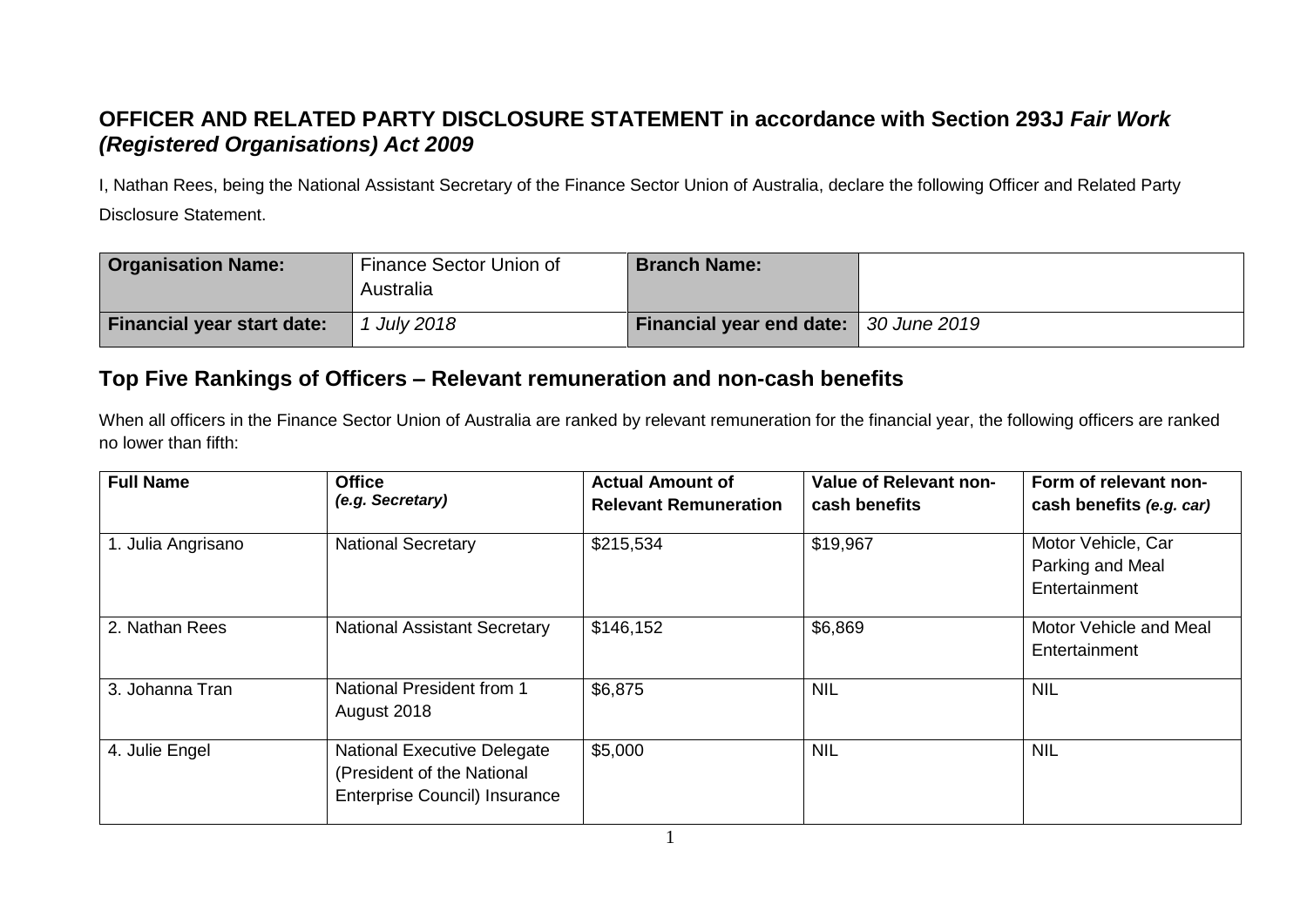# OFFICER AND RELATED PARTY DISCLOSURE STATEMENT in accordance with Section 293J *Fair Work (Registered Organisations) Act 2009*

I, Nathan Rees, being the National Assistant Secretary of the Finance Sector Union of Australia, declare the following Officer and Related Party Disclosure Statement.

| **Organisation Name:** | Finance Sector Union of Australia | **Branch Name:** | |
|---|---|---|---|
| **Financial year start date:** | *1 July 2018* | **Financial year end date:** | *30 June 2019* |

## Top Five Rankings of Officers – Relevant remuneration and non-cash benefits

When all officers in the Finance Sector Union of Australia are ranked by relevant remuneration for the financial year, the following officers are ranked no lower than fifth:

| **Full Name** | **Office** *(e.g. Secretary)* | **Actual Amount of Relevant Remuneration** | **Value of Relevant non-cash benefits** | **Form of relevant non-cash benefits** *(e.g. car)* |
|---|---|---|---|---|
| 1. Julia Angrisano | National Secretary | $215,534 | $19,967 | Motor Vehicle, Car Parking and Meal Entertainment |
| 2. Nathan Rees | National Assistant Secretary | $146,152 | $6,869 | Motor Vehicle and Meal Entertainment |
| 3. Johanna Tran | National President from 1 August 2018 | $6,875 | NIL | NIL |
| 4. Julie Engel | National Executive Delegate (President of the National Enterprise Council) Insurance | $5,000 | NIL | NIL |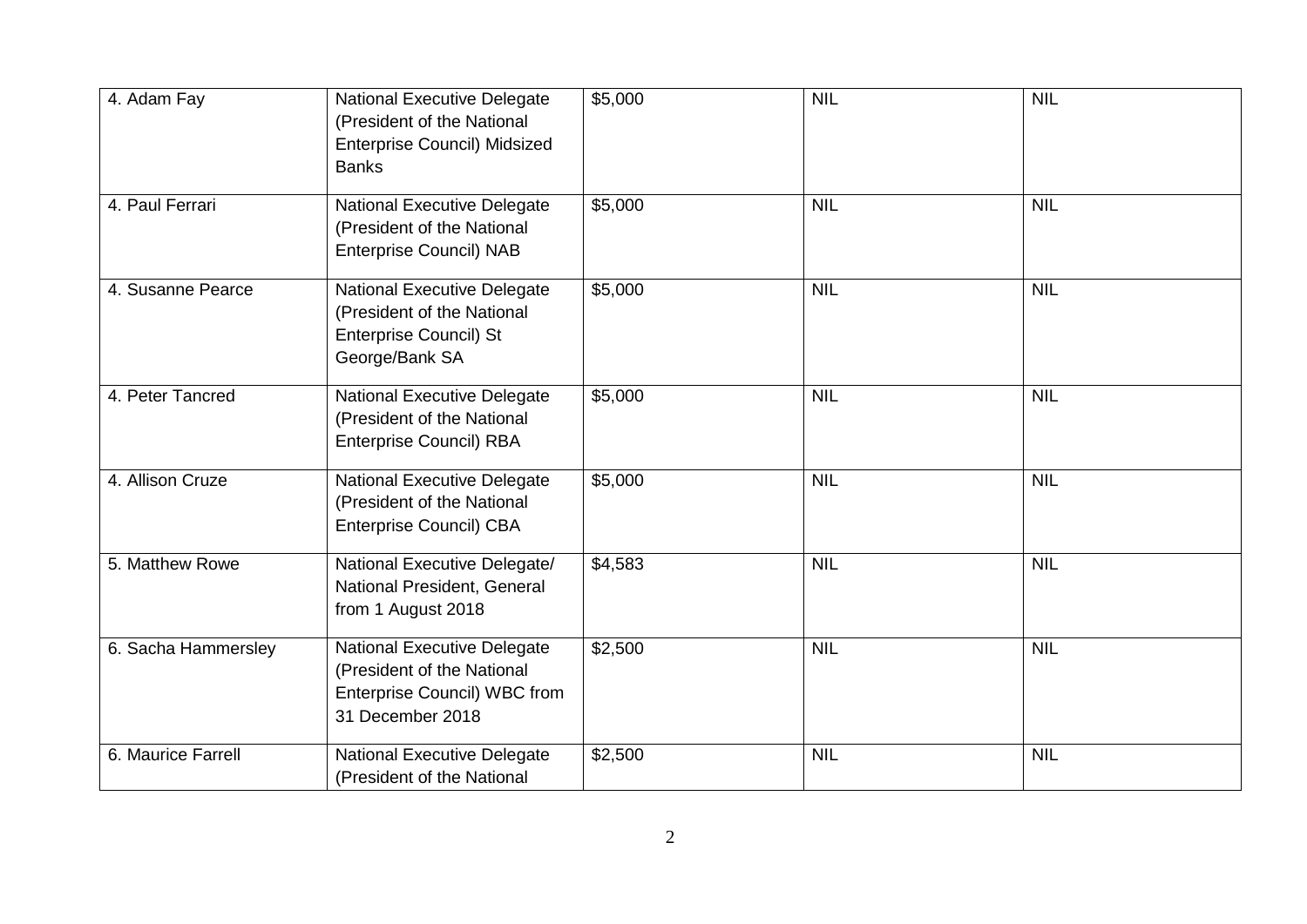| | | | | |
|---|---|---|---|---|
| 4. Adam Fay | National Executive Delegate (President of the National Enterprise Council) Midsized Banks | $5,000 | NIL | NIL |
| 4. Paul Ferrari | National Executive Delegate (President of the National Enterprise Council) NAB | $5,000 | NIL | NIL |
| 4. Susanne Pearce | National Executive Delegate (President of the National Enterprise Council) St George/Bank SA | $5,000 | NIL | NIL |
| 4. Peter Tancred | National Executive Delegate (President of the National Enterprise Council) RBA | $5,000 | NIL | NIL |
| 4. Allison Cruze | National Executive Delegate (President of the National Enterprise Council) CBA | $5,000 | NIL | NIL |
| 5. Matthew Rowe | National Executive Delegate/ National President, General from 1 August 2018 | $4,583 | NIL | NIL |
| 6. Sacha Hammersley | National Executive Delegate (President of the National Enterprise Council) WBC from 31 December 2018 | $2,500 | NIL | NIL |
| 6. Maurice Farrell | National Executive Delegate (President of the National | $2,500 | NIL | NIL |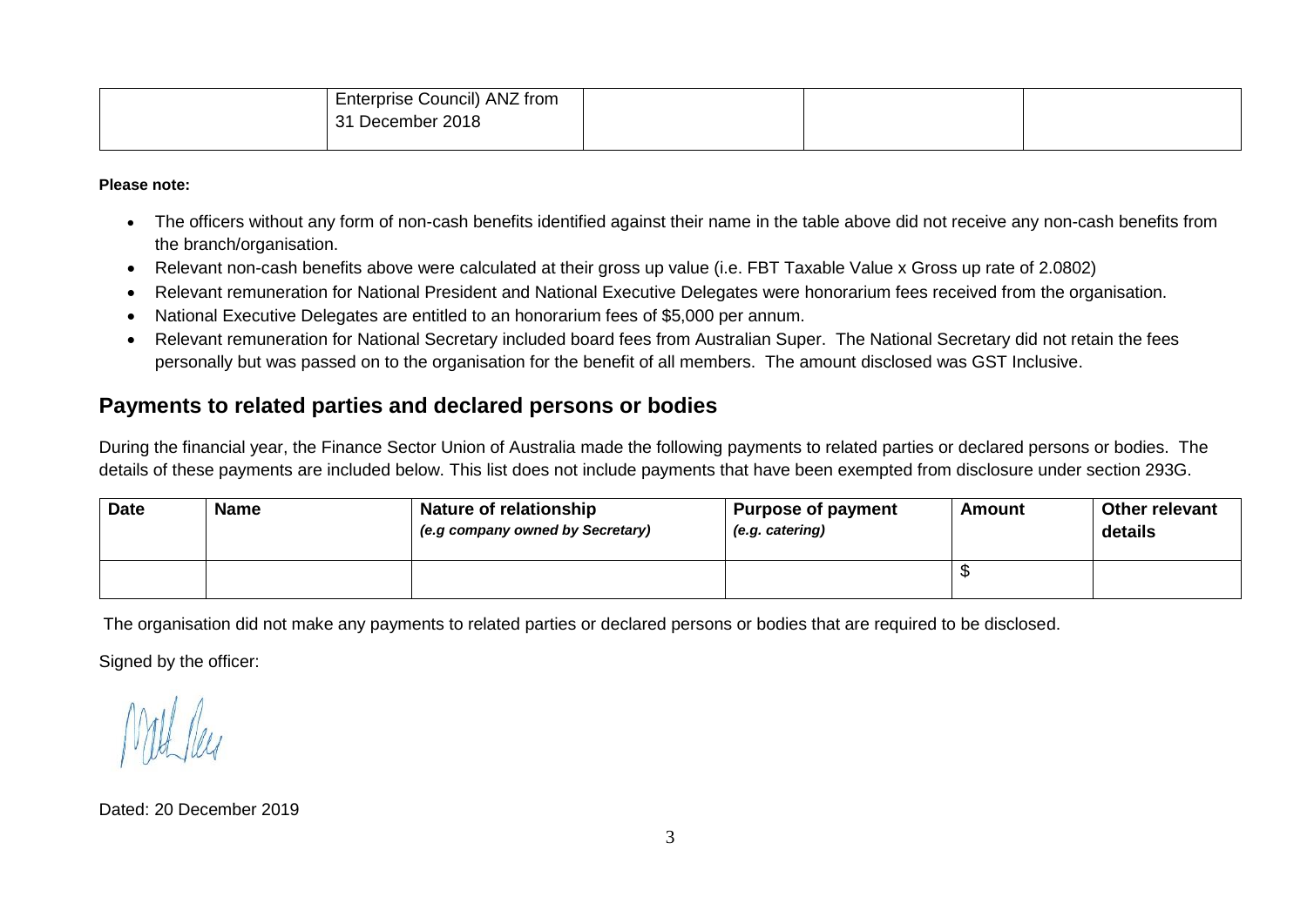|  | Enterprise Council) ANZ from 31 December 2018 |  |  |  |
|---|---|---|---|---|

**Please note:**

- The officers without any form of non-cash benefits identified against their name in the table above did not receive any non-cash benefits from the branch/organisation.
- Relevant non-cash benefits above were calculated at their gross up value (i.e. FBT Taxable Value x Gross up rate of 2.0802)
- Relevant remuneration for National President and National Executive Delegates were honorarium fees received from the organisation.
- National Executive Delegates are entitled to an honorarium fees of $5,000 per annum.
- Relevant remuneration for National Secretary included board fees from Australian Super. The National Secretary did not retain the fees personally but was passed on to the organisation for the benefit of all members. The amount disclosed was GST Inclusive.

## Payments to related parties and declared persons or bodies

During the financial year, the Finance Sector Union of Australia made the following payments to related parties or declared persons or bodies. The details of these payments are included below. This list does not include payments that have been exempted from disclosure under section 293G.

| Date | Name | Nature of relationship *(e.g company owned by Secretary)* | Purpose of payment *(e.g. catering)* | Amount | Other relevant details |
|---|---|---|---|---|---|
|  |  |  |  | $ |  |

The organisation did not make any payments to related parties or declared persons or bodies that are required to be disclosed.

Signed by the officer:

Dated: 20 December 2019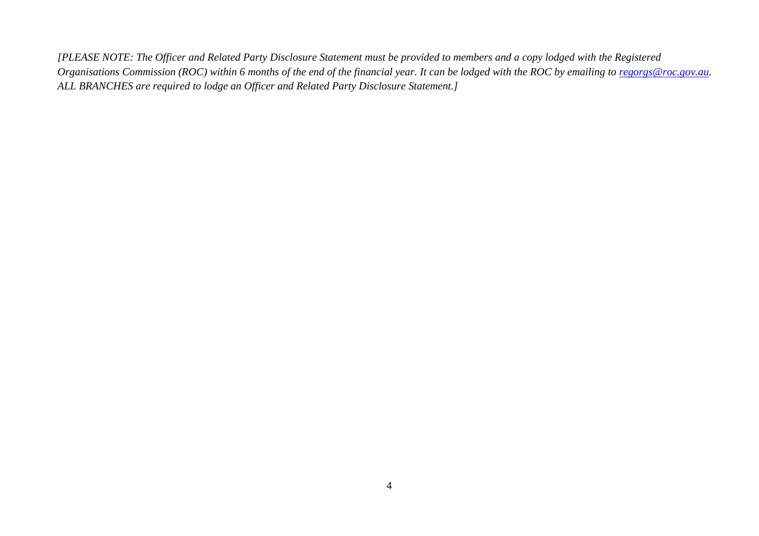*[PLEASE NOTE: The Officer and Related Party Disclosure Statement must be provided to members and a copy lodged with the Registered Organisations Commission (ROC) within 6 months of the end of the financial year. It can be lodged with the ROC by emailing to [regorgs@roc.gov.au](mailto:regorgs@roc.gov.au). ALL BRANCHES are required to lodge an Officer and Related Party Disclosure Statement.]*